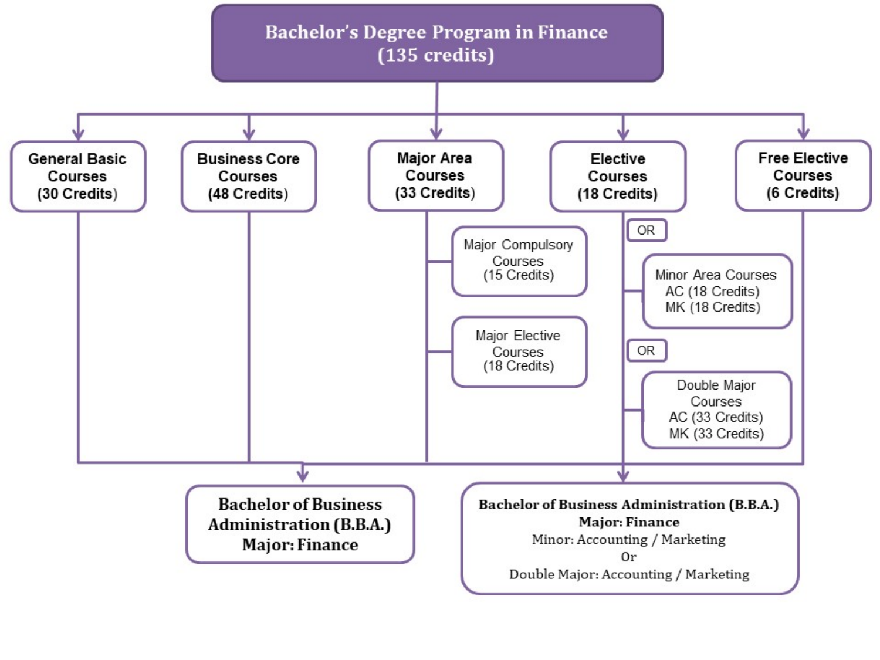# Bachelor's Degree Program in Finance (135 credits)

- **General Basic Courses (30 Credits)**
- **Business Core Courses (48 Credits)**
- **Major Area Courses (33 Credits)**
  - Major Compulsory Courses (15 Credits)
  - Major Elective Courses (18 Credits)
- **Elective Courses (18 Credits)**
  - OR
  - Minor Area Courses
    - AC (18 Credits)
    - MK (18 Credits)
  - OR
  - Double Major Courses
    - AC (33 Credits)
    - MK (33 Credits)
- **Free Elective Courses (6 Credits)**

**Bachelor of Business Administration (B.B.A.)**
**Major: Finance**

**Bachelor of Business Administration (B.B.A.)**
**Major: Finance**
Minor: Accounting / Marketing
Or
Double Major: Accounting / Marketing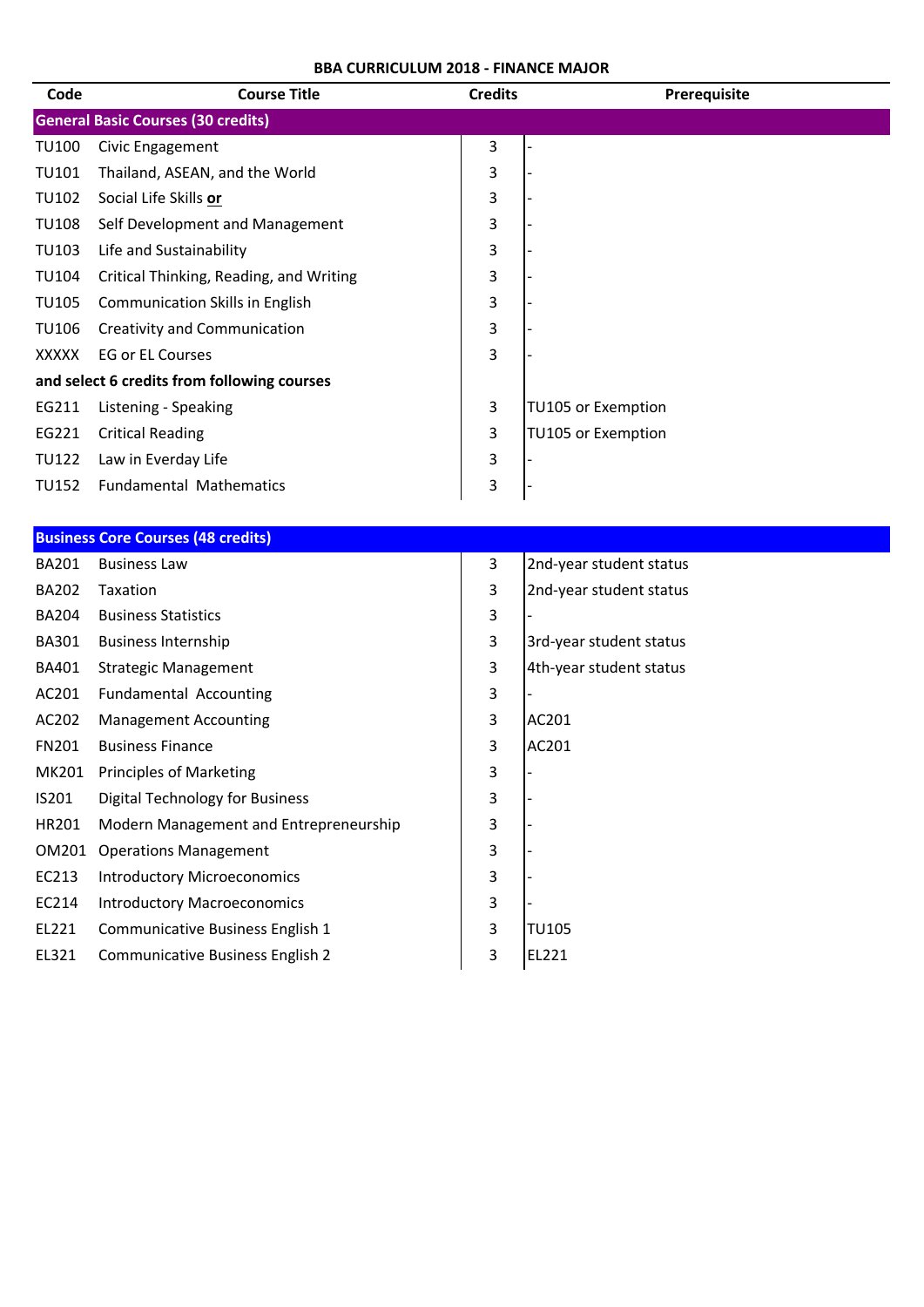**BBA CURRICULUM 2018 - FINANCE MAJOR**

| Code | Course Title | Credits | Prerequisite |
|---|---|---|---|
| **General Basic Courses (30 credits)** | | | |
| TU100 | Civic Engagement | 3 | - |
| TU101 | Thailand, ASEAN, and the World | 3 | - |
| TU102 | Social Life Skills **or** | 3 | - |
| TU108 | Self Development and Management | 3 | - |
| TU103 | Life and Sustainability | 3 | - |
| TU104 | Critical Thinking, Reading, and Writing | 3 | - |
| TU105 | Communication Skills in English | 3 | - |
| TU106 | Creativity and Communication | 3 | - |
| XXXXX | EG or EL Courses | 3 | - |
| **and select 6 credits from following courses** | | | |
| EG211 | Listening - Speaking | 3 | TU105 or Exemption |
| EG221 | Critical Reading | 3 | TU105 or Exemption |
| TU122 | Law in Everday Life | 3 | - |
| TU152 | Fundamental Mathematics | 3 | - |
| **Business Core Courses (48 credits)** | | | |
| BA201 | Business Law | 3 | 2nd-year student status |
| BA202 | Taxation | 3 | 2nd-year student status |
| BA204 | Business Statistics | 3 | - |
| BA301 | Business Internship | 3 | 3rd-year student status |
| BA401 | Strategic Management | 3 | 4th-year student status |
| AC201 | Fundamental Accounting | 3 | - |
| AC202 | Management Accounting | 3 | AC201 |
| FN201 | Business Finance | 3 | AC201 |
| MK201 | Principles of Marketing | 3 | - |
| IS201 | Digital Technology for Business | 3 | - |
| HR201 | Modern Management and Entrepreneurship | 3 | - |
| OM201 | Operations Management | 3 | - |
| EC213 | Introductory Microeconomics | 3 | - |
| EC214 | Introductory Macroeconomics | 3 | - |
| EL221 | Communicative Business English 1 | 3 | TU105 |
| EL321 | Communicative Business English 2 | 3 | EL221 |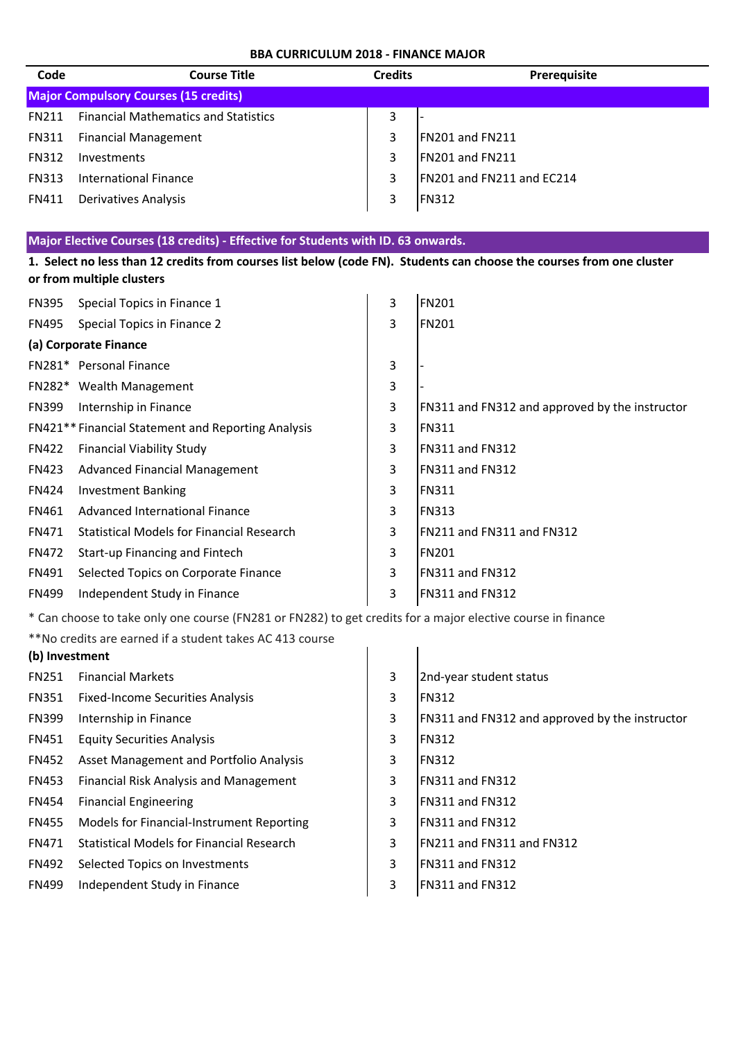## BBA CURRICULUM 2018 - FINANCE MAJOR

| Code | Course Title | Credits | Prerequisite |
|---|---|---|---|
| **Major Compulsory Courses (15 credits)** | | | |
| FN211 | Financial Mathematics and Statistics | 3 | - |
| FN311 | Financial Management | 3 | FN201 and FN211 |
| FN312 | Investments | 3 | FN201 and FN211 |
| FN313 | International Finance | 3 | FN201 and FN211 and EC214 |
| FN411 | Derivatives Analysis | 3 | FN312 |

**Major Elective Courses (18 credits) - Effective for Students with ID. 63 onwards.**

**1. Select no less than 12 credits from courses list below (code FN). Students can choose the courses from one cluster or from multiple clusters**

| Code | Course Title | Credits | Prerequisite |
|---|---|---|---|
| FN395 | Special Topics in Finance 1 | 3 | FN201 |
| FN495 | Special Topics in Finance 2 | 3 | FN201 |
| **(a) Corporate Finance** | | | |
| FN281* | Personal Finance | 3 | - |
| FN282* | Wealth Management | 3 | - |
| FN399 | Internship in Finance | 3 | FN311 and FN312 and approved by the instructor |
| FN421** | Financial Statement and Reporting Analysis | 3 | FN311 |
| FN422 | Financial Viability Study | 3 | FN311 and FN312 |
| FN423 | Advanced Financial Management | 3 | FN311 and FN312 |
| FN424 | Investment Banking | 3 | FN311 |
| FN461 | Advanced International Finance | 3 | FN313 |
| FN471 | Statistical Models for Financial Research | 3 | FN211 and FN311 and FN312 |
| FN472 | Start-up Financing and Fintech | 3 | FN201 |
| FN491 | Selected Topics on Corporate Finance | 3 | FN311 and FN312 |
| FN499 | Independent Study in Finance | 3 | FN311 and FN312 |

\* Can choose to take only one course (FN281 or FN282) to get credits for a major elective course in finance

**No credits are earned if a student takes AC 413 course

| Code | Course Title | Credits | Prerequisite |
|---|---|---|---|
| **(b) Investment** | | | |
| FN251 | Financial Markets | 3 | 2nd-year student status |
| FN351 | Fixed-Income Securities Analysis | 3 | FN312 |
| FN399 | Internship in Finance | 3 | FN311 and FN312 and approved by the instructor |
| FN451 | Equity Securities Analysis | 3 | FN312 |
| FN452 | Asset Management and Portfolio Analysis | 3 | FN312 |
| FN453 | Financial Risk Analysis and Management | 3 | FN311 and FN312 |
| FN454 | Financial Engineering | 3 | FN311 and FN312 |
| FN455 | Models for Financial-Instrument Reporting | 3 | FN311 and FN312 |
| FN471 | Statistical Models for Financial Research | 3 | FN211 and FN311 and FN312 |
| FN492 | Selected Topics on Investments | 3 | FN311 and FN312 |
| FN499 | Independent Study in Finance | 3 | FN311 and FN312 |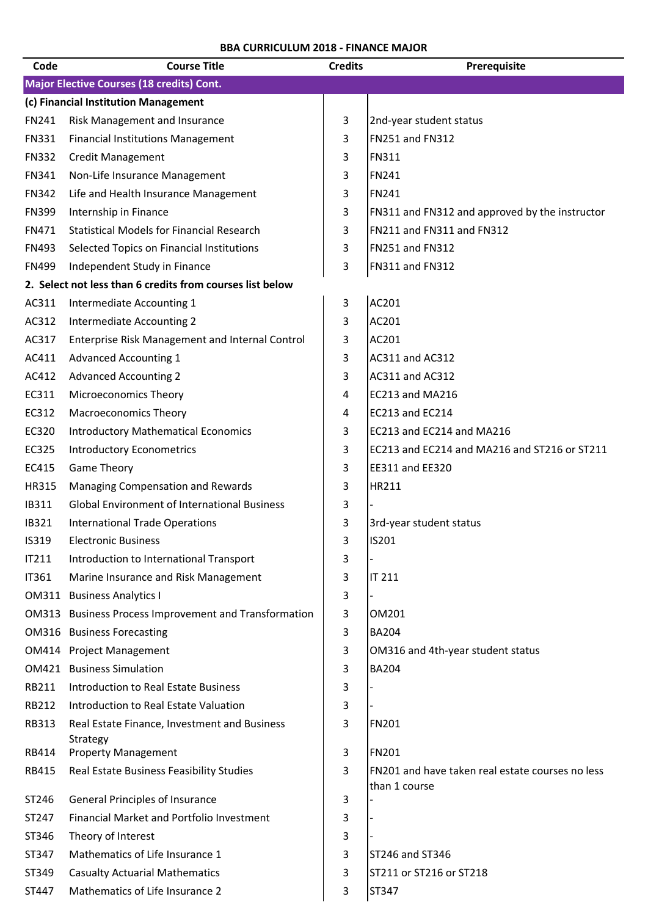**BBA CURRICULUM 2018 - FINANCE MAJOR**

| Code | Course Title | Credits | Prerequisite |
|---|---|---|---|
| **Major Elective Courses (18 credits) Cont.** | | | |
| **(c) Financial Institution Management** | | | |
| FN241 | Risk Management and Insurance | 3 | 2nd-year student status |
| FN331 | Financial Institutions Management | 3 | FN251 and FN312 |
| FN332 | Credit Management | 3 | FN311 |
| FN341 | Non-Life Insurance Management | 3 | FN241 |
| FN342 | Life and Health Insurance Management | 3 | FN241 |
| FN399 | Internship in Finance | 3 | FN311 and FN312 and approved by the instructor |
| FN471 | Statistical Models for Financial Research | 3 | FN211 and FN311 and FN312 |
| FN493 | Selected Topics on Financial Institutions | 3 | FN251 and FN312 |
| FN499 | Independent Study in Finance | 3 | FN311 and FN312 |
| **2. Select not less than 6 credits from courses list below** | | | |
| AC311 | Intermediate Accounting 1 | 3 | AC201 |
| AC312 | Intermediate Accounting 2 | 3 | AC201 |
| AC317 | Enterprise Risk Management and Internal Control | 3 | AC201 |
| AC411 | Advanced Accounting 1 | 3 | AC311 and AC312 |
| AC412 | Advanced Accounting 2 | 3 | AC311 and AC312 |
| EC311 | Microeconomics Theory | 4 | EC213 and MA216 |
| EC312 | Macroeconomics Theory | 4 | EC213 and EC214 |
| EC320 | Introductory Mathematical Economics | 3 | EC213 and EC214 and MA216 |
| EC325 | Introductory Econometrics | 3 | EC213 and EC214 and MA216 and ST216 or ST211 |
| EC415 | Game Theory | 3 | EE311 and EE320 |
| HR315 | Managing Compensation and Rewards | 3 | HR211 |
| IB311 | Global Environment of International Business | 3 | - |
| IB321 | International Trade Operations | 3 | 3rd-year student status |
| IS319 | Electronic Business | 3 | IS201 |
| IT211 | Introduction to International Transport | 3 | - |
| IT361 | Marine Insurance and Risk Management | 3 | IT 211 |
| OM311 | Business Analytics I | 3 | - |
| OM313 | Business Process Improvement and Transformation | 3 | OM201 |
| OM316 | Business Forecasting | 3 | BA204 |
| OM414 | Project Management | 3 | OM316 and 4th-year student status |
| OM421 | Business Simulation | 3 | BA204 |
| RB211 | Introduction to Real Estate Business | 3 | - |
| RB212 | Introduction to Real Estate Valuation | 3 | - |
| RB313 | Real Estate Finance, Investment and Business Strategy | 3 | FN201 |
| RB414 | Property Management | 3 | FN201 |
| RB415 | Real Estate Business Feasibility Studies | 3 | FN201 and have taken real estate courses no less than 1 course |
| ST246 | General Principles of Insurance | 3 | - |
| ST247 | Financial Market and Portfolio Investment | 3 | - |
| ST346 | Theory of Interest | 3 | - |
| ST347 | Mathematics of Life Insurance 1 | 3 | ST246 and ST346 |
| ST349 | Casualty Actuarial Mathematics | 3 | ST211 or ST216 or ST218 |
| ST447 | Mathematics of Life Insurance 2 | 3 | ST347 |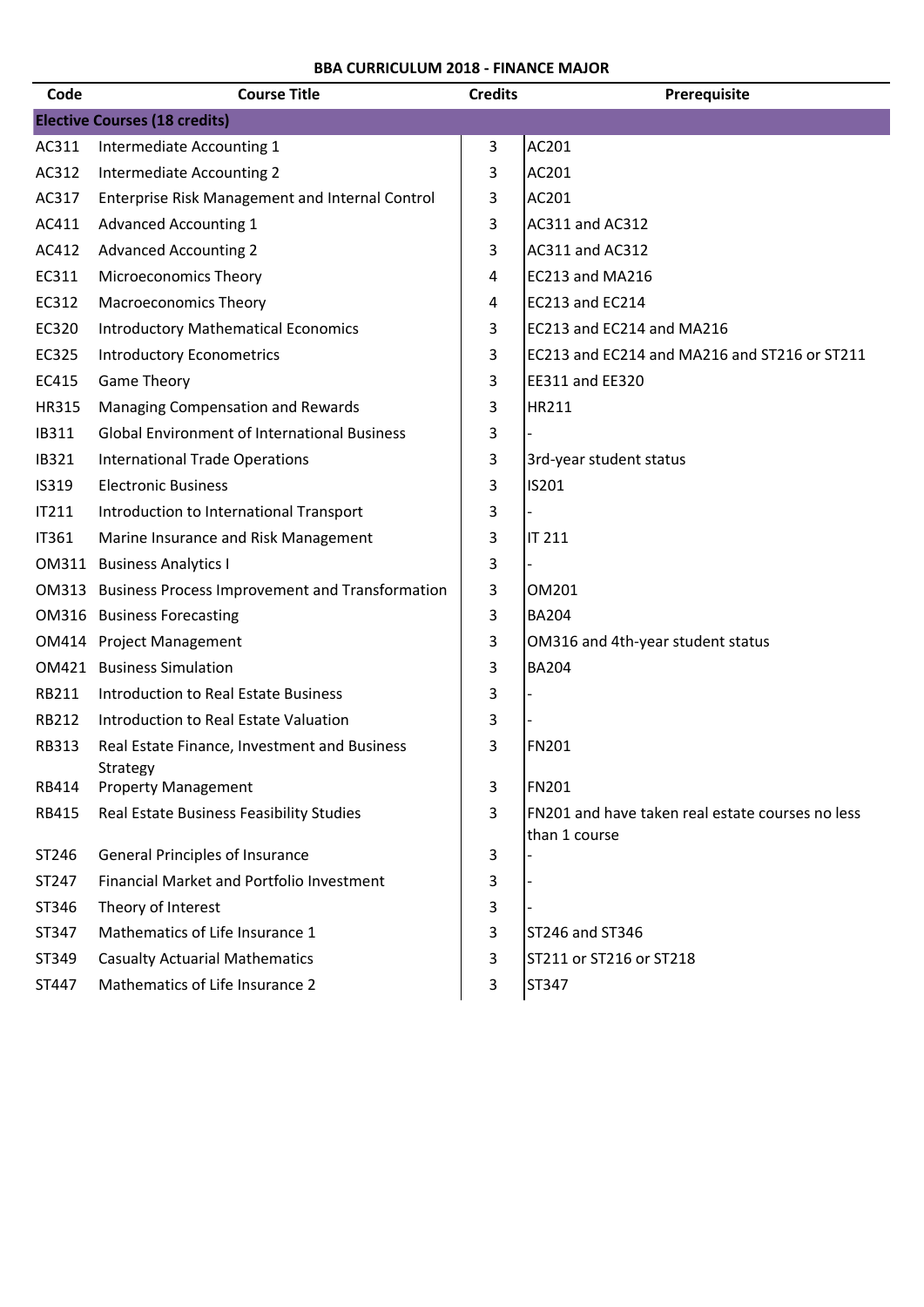**BBA CURRICULUM 2018 - FINANCE MAJOR**

| Code | Course Title | Credits | Prerequisite |
|---|---|---|---|
| **Elective Courses (18 credits)** | | | |
| AC311 | Intermediate Accounting 1 | 3 | AC201 |
| AC312 | Intermediate Accounting 2 | 3 | AC201 |
| AC317 | Enterprise Risk Management and Internal Control | 3 | AC201 |
| AC411 | Advanced Accounting 1 | 3 | AC311 and AC312 |
| AC412 | Advanced Accounting 2 | 3 | AC311 and AC312 |
| EC311 | Microeconomics Theory | 4 | EC213 and MA216 |
| EC312 | Macroeconomics Theory | 4 | EC213 and EC214 |
| EC320 | Introductory Mathematical Economics | 3 | EC213 and EC214 and MA216 |
| EC325 | Introductory Econometrics | 3 | EC213 and EC214 and MA216 and ST216 or ST211 |
| EC415 | Game Theory | 3 | EE311 and EE320 |
| HR315 | Managing Compensation and Rewards | 3 | HR211 |
| IB311 | Global Environment of International Business | 3 | - |
| IB321 | International Trade Operations | 3 | 3rd-year student status |
| IS319 | Electronic Business | 3 | IS201 |
| IT211 | Introduction to International Transport | 3 | - |
| IT361 | Marine Insurance and Risk Management | 3 | IT 211 |
| OM311 | Business Analytics I | 3 | - |
| OM313 | Business Process Improvement and Transformation | 3 | OM201 |
| OM316 | Business Forecasting | 3 | BA204 |
| OM414 | Project Management | 3 | OM316 and 4th-year student status |
| OM421 | Business Simulation | 3 | BA204 |
| RB211 | Introduction to Real Estate Business | 3 | - |
| RB212 | Introduction to Real Estate Valuation | 3 | - |
| RB313 | Real Estate Finance, Investment and Business Strategy | 3 | FN201 |
| RB414 | Property Management | 3 | FN201 |
| RB415 | Real Estate Business Feasibility Studies | 3 | FN201 and have taken real estate courses no less than 1 course |
| ST246 | General Principles of Insurance | 3 | - |
| ST247 | Financial Market and Portfolio Investment | 3 | - |
| ST346 | Theory of Interest | 3 | - |
| ST347 | Mathematics of Life Insurance 1 | 3 | ST246 and ST346 |
| ST349 | Casualty Actuarial Mathematics | 3 | ST211 or ST216 or ST218 |
| ST447 | Mathematics of Life Insurance 2 | 3 | ST347 |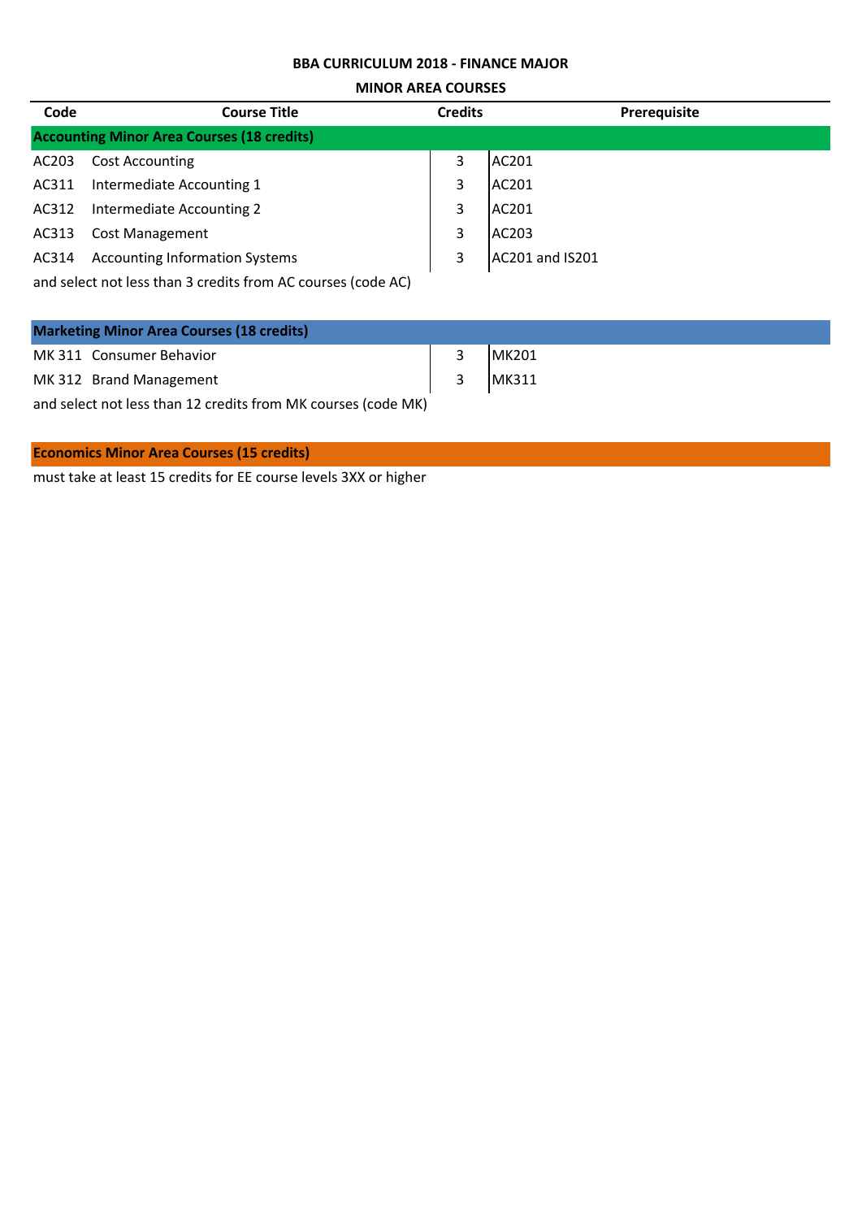# BBA CURRICULUM 2018 - FINANCE MAJOR

## MINOR AREA COURSES

| Code | Course Title | Credits | Prerequisite |
|---|---|---|---|
| **Accounting Minor Area Courses (18 credits)** | | | |
| AC203 | Cost Accounting | 3 | AC201 |
| AC311 | Intermediate Accounting 1 | 3 | AC201 |
| AC312 | Intermediate Accounting 2 | 3 | AC201 |
| AC313 | Cost Management | 3 | AC203 |
| AC314 | Accounting Information Systems | 3 | AC201 and IS201 |
| and select not less than 3 credits from AC courses (code AC) | | | |
| **Marketing Minor Area Courses (18 credits)** | | | |
| MK 311 | Consumer Behavior | 3 | MK201 |
| MK 312 | Brand Management | 3 | MK311 |
| and select not less than 12 credits from MK courses (code MK) | | | |
| **Economics Minor Area Courses (15 credits)** | | | |
| must take at least 15 credits for EE course levels 3XX or higher | | | |